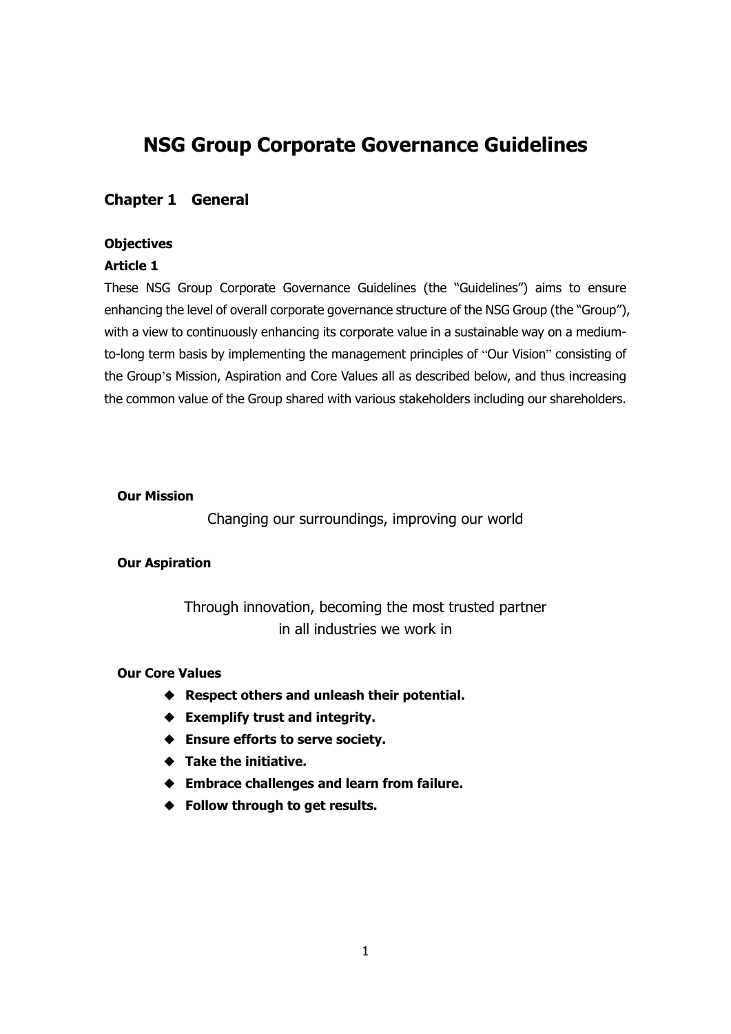# NSG Group Corporate Governance Guidelines

## Chapter 1 General

**Objectives**

**Article 1**

These NSG Group Corporate Governance Guidelines (the "Guidelines") aims to ensure enhancing the level of overall corporate governance structure of the NSG Group (the "Group"), with a view to continuously enhancing its corporate value in a sustainable way on a medium-to-long term basis by implementing the management principles of "Our Vision" consisting of the Group's Mission, Aspiration and Core Values all as described below, and thus increasing the common value of the Group shared with various stakeholders including our shareholders.

**Our Mission**

Changing our surroundings, improving our world

**Our Aspiration**

Through innovation, becoming the most trusted partner in all industries we work in

**Our Core Values**

- **Respect others and unleash their potential.**
- **Exemplify trust and integrity.**
- **Ensure efforts to serve society.**
- **Take the initiative.**
- **Embrace challenges and learn from failure.**
- **Follow through to get results.**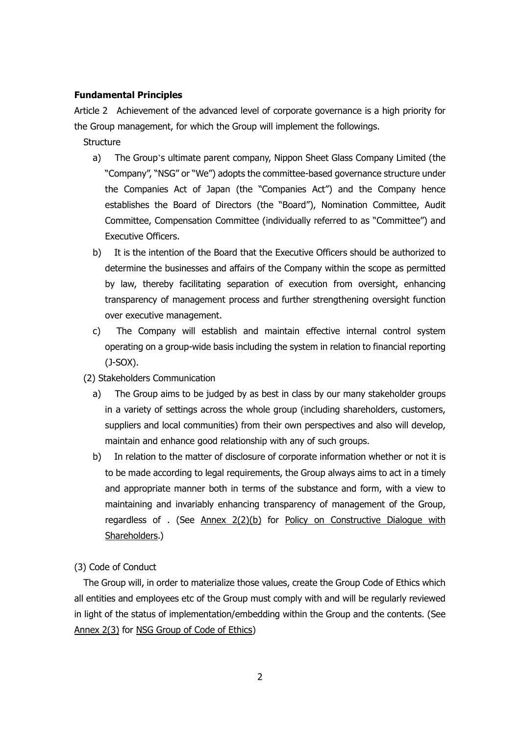**Fundamental Principles**

Article 2 Achievement of the advanced level of corporate governance is a high priority for the Group management, for which the Group will implement the followings.

Structure

a) The Group's ultimate parent company, Nippon Sheet Glass Company Limited (the "Company", "NSG" or "We") adopts the committee-based governance structure under the Companies Act of Japan (the "Companies Act") and the Company hence establishes the Board of Directors (the "Board"), Nomination Committee, Audit Committee, Compensation Committee (individually referred to as "Committee") and Executive Officers.

b) It is the intention of the Board that the Executive Officers should be authorized to determine the businesses and affairs of the Company within the scope as permitted by law, thereby facilitating separation of execution from oversight, enhancing transparency of management process and further strengthening oversight function over executive management.

c) The Company will establish and maintain effective internal control system operating on a group-wide basis including the system in relation to financial reporting (J-SOX).

(2) Stakeholders Communication

a) The Group aims to be judged by as best in class by our many stakeholder groups in a variety of settings across the whole group (including shareholders, customers, suppliers and local communities) from their own perspectives and also will develop, maintain and enhance good relationship with any of such groups.

b) In relation to the matter of disclosure of corporate information whether or not it is to be made according to legal requirements, the Group always aims to act in a timely and appropriate manner both in terms of the substance and form, with a view to maintaining and invariably enhancing transparency of management of the Group, regardless of . (See Annex 2(2)(b) for Policy on Constructive Dialogue with Shareholders.)

(3) Code of Conduct

The Group will, in order to materialize those values, create the Group Code of Ethics which all entities and employees etc of the Group must comply with and will be regularly reviewed in light of the status of implementation/embedding within the Group and the contents. (See Annex 2(3) for NSG Group of Code of Ethics)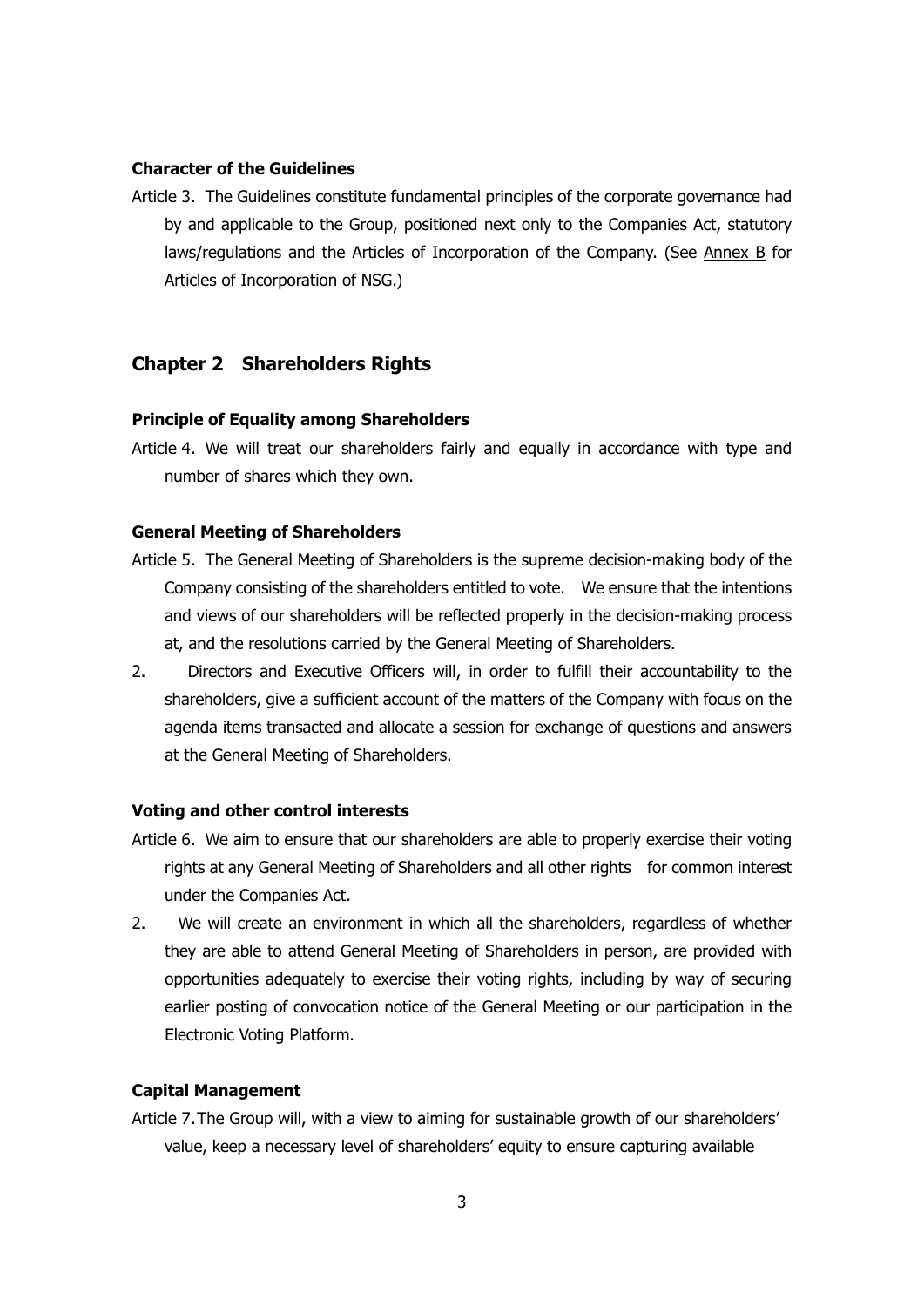**Character of the Guidelines**

Article 3. The Guidelines constitute fundamental principles of the corporate governance had by and applicable to the Group, positioned next only to the Companies Act, statutory laws/regulations and the Articles of Incorporation of the Company. (See Annex B for Articles of Incorporation of NSG.)

## Chapter 2 Shareholders Rights

**Principle of Equality among Shareholders**

Article 4. We will treat our shareholders fairly and equally in accordance with type and number of shares which they own.

**General Meeting of Shareholders**

Article 5. The General Meeting of Shareholders is the supreme decision-making body of the Company consisting of the shareholders entitled to vote. We ensure that the intentions and views of our shareholders will be reflected properly in the decision-making process at, and the resolutions carried by the General Meeting of Shareholders.

2. Directors and Executive Officers will, in order to fulfill their accountability to the shareholders, give a sufficient account of the matters of the Company with focus on the agenda items transacted and allocate a session for exchange of questions and answers at the General Meeting of Shareholders.

**Voting and other control interests**

Article 6. We aim to ensure that our shareholders are able to properly exercise their voting rights at any General Meeting of Shareholders and all other rights for common interest under the Companies Act.

2. We will create an environment in which all the shareholders, regardless of whether they are able to attend General Meeting of Shareholders in person, are provided with opportunities adequately to exercise their voting rights, including by way of securing earlier posting of convocation notice of the General Meeting or our participation in the Electronic Voting Platform.

**Capital Management**

Article 7. The Group will, with a view to aiming for sustainable growth of our shareholders' value, keep a necessary level of shareholders' equity to ensure capturing available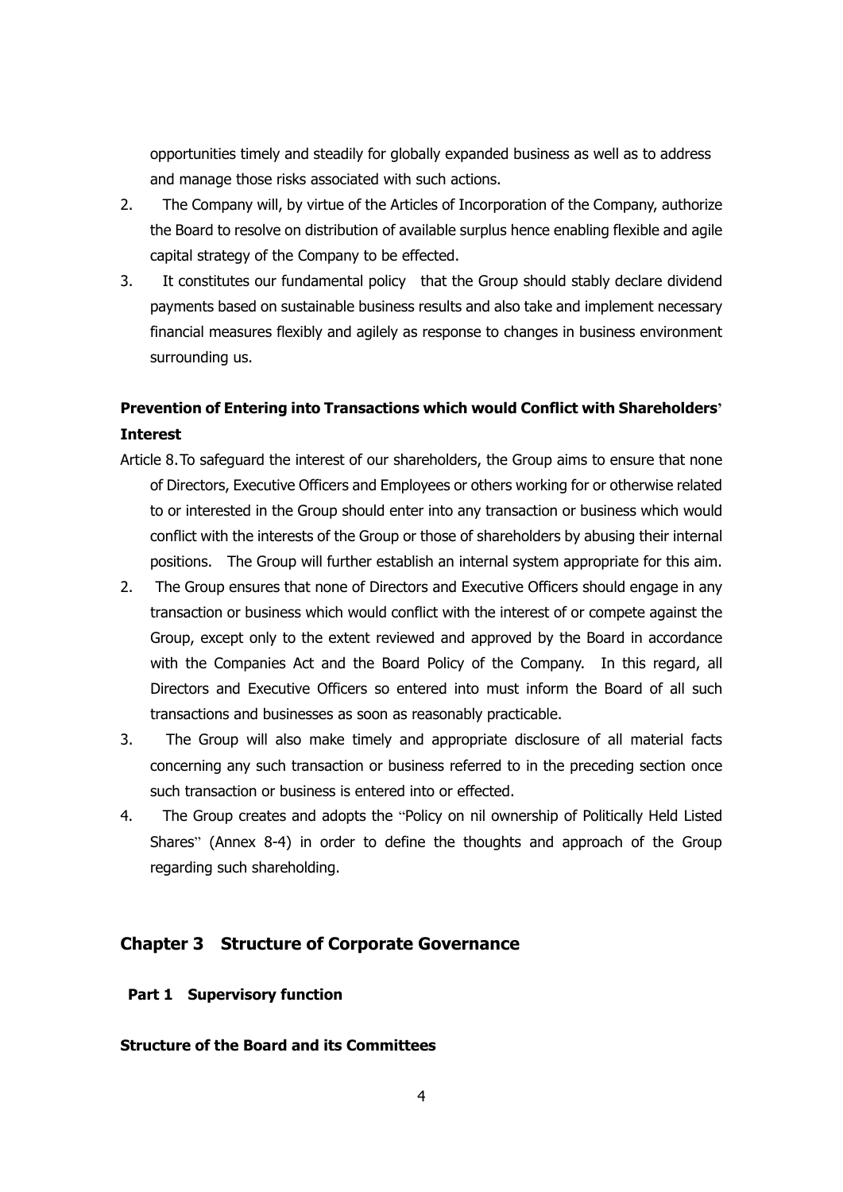opportunities timely and steadily for globally expanded business as well as to address and manage those risks associated with such actions.

2. The Company will, by virtue of the Articles of Incorporation of the Company, authorize the Board to resolve on distribution of available surplus hence enabling flexible and agile capital strategy of the Company to be effected.
3. It constitutes our fundamental policy that the Group should stably declare dividend payments based on sustainable business results and also take and implement necessary financial measures flexibly and agilely as response to changes in business environment surrounding us.

**Prevention of Entering into Transactions which would Conflict with Shareholders' Interest**

Article 8. To safeguard the interest of our shareholders, the Group aims to ensure that none of Directors, Executive Officers and Employees or others working for or otherwise related to or interested in the Group should enter into any transaction or business which would conflict with the interests of the Group or those of shareholders by abusing their internal positions. The Group will further establish an internal system appropriate for this aim.

2. The Group ensures that none of Directors and Executive Officers should engage in any transaction or business which would conflict with the interest of or compete against the Group, except only to the extent reviewed and approved by the Board in accordance with the Companies Act and the Board Policy of the Company. In this regard, all Directors and Executive Officers so entered into must inform the Board of all such transactions and businesses as soon as reasonably practicable.
3. The Group will also make timely and appropriate disclosure of all material facts concerning any such transaction or business referred to in the preceding section once such transaction or business is entered into or effected.
4. The Group creates and adopts the "Policy on nil ownership of Politically Held Listed Shares" (Annex 8-4) in order to define the thoughts and approach of the Group regarding such shareholding.

## Chapter 3 Structure of Corporate Governance

### Part 1 Supervisory function

**Structure of the Board and its Committees**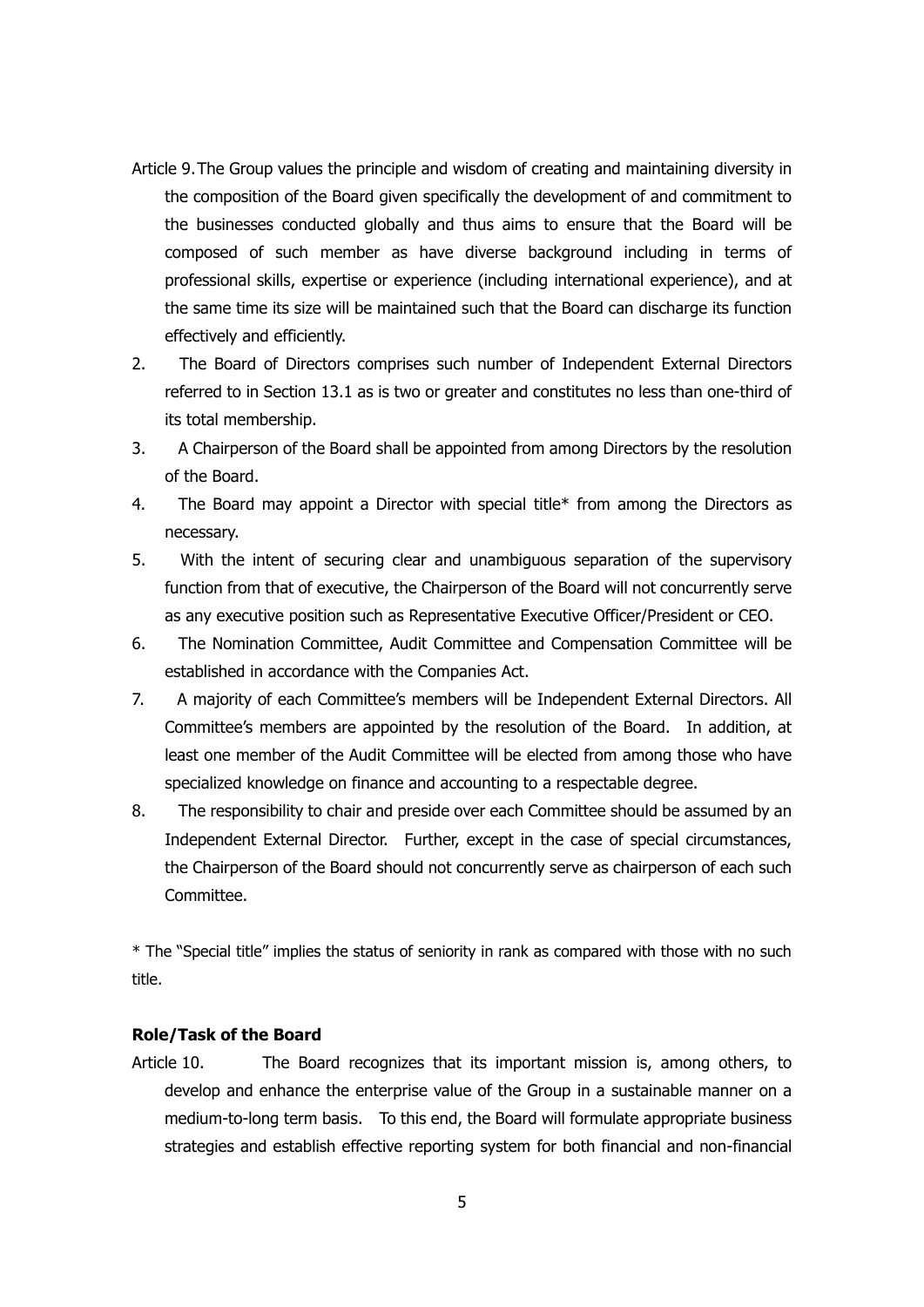Article 9. The Group values the principle and wisdom of creating and maintaining diversity in the composition of the Board given specifically the development of and commitment to the businesses conducted globally and thus aims to ensure that the Board will be composed of such member as have diverse background including in terms of professional skills, expertise or experience (including international experience), and at the same time its size will be maintained such that the Board can discharge its function effectively and efficiently.

2. The Board of Directors comprises such number of Independent External Directors referred to in Section 13.1 as is two or greater and constitutes no less than one-third of its total membership.

3. A Chairperson of the Board shall be appointed from among Directors by the resolution of the Board.

4. The Board may appoint a Director with special title* from among the Directors as necessary.

5. With the intent of securing clear and unambiguous separation of the supervisory function from that of executive, the Chairperson of the Board will not concurrently serve as any executive position such as Representative Executive Officer/President or CEO.

6. The Nomination Committee, Audit Committee and Compensation Committee will be established in accordance with the Companies Act.

7. A majority of each Committee's members will be Independent External Directors. All Committee's members are appointed by the resolution of the Board. In addition, at least one member of the Audit Committee will be elected from among those who have specialized knowledge on finance and accounting to a respectable degree.

8. The responsibility to chair and preside over each Committee should be assumed by an Independent External Director. Further, except in the case of special circumstances, the Chairperson of the Board should not concurrently serve as chairperson of each such Committee.

* The "Special title" implies the status of seniority in rank as compared with those with no such title.

**Role/Task of the Board**

Article 10. The Board recognizes that its important mission is, among others, to develop and enhance the enterprise value of the Group in a sustainable manner on a medium-to-long term basis. To this end, the Board will formulate appropriate business strategies and establish effective reporting system for both financial and non-financial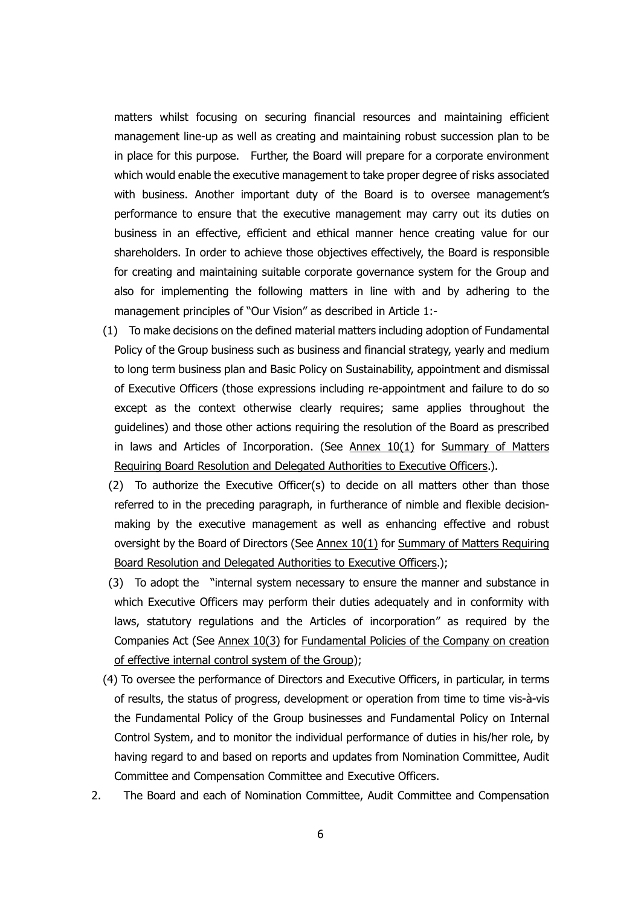matters whilst focusing on securing financial resources and maintaining efficient management line-up as well as creating and maintaining robust succession plan to be in place for this purpose. Further, the Board will prepare for a corporate environment which would enable the executive management to take proper degree of risks associated with business. Another important duty of the Board is to oversee management's performance to ensure that the executive management may carry out its duties on business in an effective, efficient and ethical manner hence creating value for our shareholders. In order to achieve those objectives effectively, the Board is responsible for creating and maintaining suitable corporate governance system for the Group and also for implementing the following matters in line with and by adhering to the management principles of "Our Vision" as described in Article 1:-

(1) To make decisions on the defined material matters including adoption of Fundamental Policy of the Group business such as business and financial strategy, yearly and medium to long term business plan and Basic Policy on Sustainability, appointment and dismissal of Executive Officers (those expressions including re-appointment and failure to do so except as the context otherwise clearly requires; same applies throughout the guidelines) and those other actions requiring the resolution of the Board as prescribed in laws and Articles of Incorporation. (See Annex 10(1) for Summary of Matters Requiring Board Resolution and Delegated Authorities to Executive Officers.).

(2) To authorize the Executive Officer(s) to decide on all matters other than those referred to in the preceding paragraph, in furtherance of nimble and flexible decision-making by the executive management as well as enhancing effective and robust oversight by the Board of Directors (See Annex 10(1) for Summary of Matters Requiring Board Resolution and Delegated Authorities to Executive Officers.);

(3) To adopt the "internal system necessary to ensure the manner and substance in which Executive Officers may perform their duties adequately and in conformity with laws, statutory regulations and the Articles of incorporation" as required by the Companies Act (See Annex 10(3) for Fundamental Policies of the Company on creation of effective internal control system of the Group);

(4) To oversee the performance of Directors and Executive Officers, in particular, in terms of results, the status of progress, development or operation from time to time vis-à-vis the Fundamental Policy of the Group businesses and Fundamental Policy on Internal Control System, and to monitor the individual performance of duties in his/her role, by having regard to and based on reports and updates from Nomination Committee, Audit Committee and Compensation Committee and Executive Officers.

2. The Board and each of Nomination Committee, Audit Committee and Compensation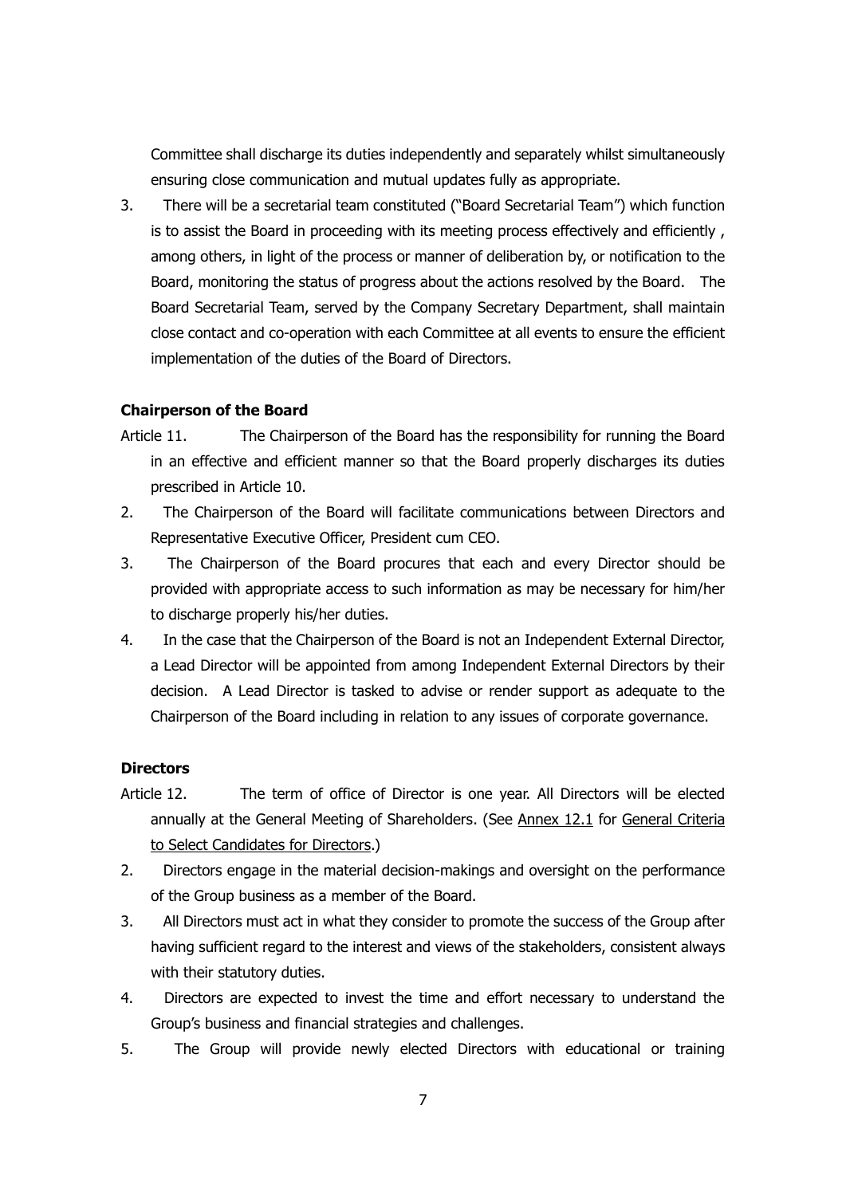Committee shall discharge its duties independently and separately whilst simultaneously ensuring close communication and mutual updates fully as appropriate.

3. There will be a secretarial team constituted ("Board Secretarial Team") which function is to assist the Board in proceeding with its meeting process effectively and efficiently , among others, in light of the process or manner of deliberation by, or notification to the Board, monitoring the status of progress about the actions resolved by the Board. The Board Secretarial Team, served by the Company Secretary Department, shall maintain close contact and co-operation with each Committee at all events to ensure the efficient implementation of the duties of the Board of Directors.

**Chairperson of the Board**

Article 11. The Chairperson of the Board has the responsibility for running the Board in an effective and efficient manner so that the Board properly discharges its duties prescribed in Article 10.

2. The Chairperson of the Board will facilitate communications between Directors and Representative Executive Officer, President cum CEO.
3. The Chairperson of the Board procures that each and every Director should be provided with appropriate access to such information as may be necessary for him/her to discharge properly his/her duties.
4. In the case that the Chairperson of the Board is not an Independent External Director, a Lead Director will be appointed from among Independent External Directors by their decision. A Lead Director is tasked to advise or render support as adequate to the Chairperson of the Board including in relation to any issues of corporate governance.

**Directors**

Article 12. The term of office of Director is one year. All Directors will be elected annually at the General Meeting of Shareholders. (See Annex 12.1 for General Criteria to Select Candidates for Directors.)

2. Directors engage in the material decision-makings and oversight on the performance of the Group business as a member of the Board.
3. All Directors must act in what they consider to promote the success of the Group after having sufficient regard to the interest and views of the stakeholders, consistent always with their statutory duties.
4. Directors are expected to invest the time and effort necessary to understand the Group's business and financial strategies and challenges.
5. The Group will provide newly elected Directors with educational or training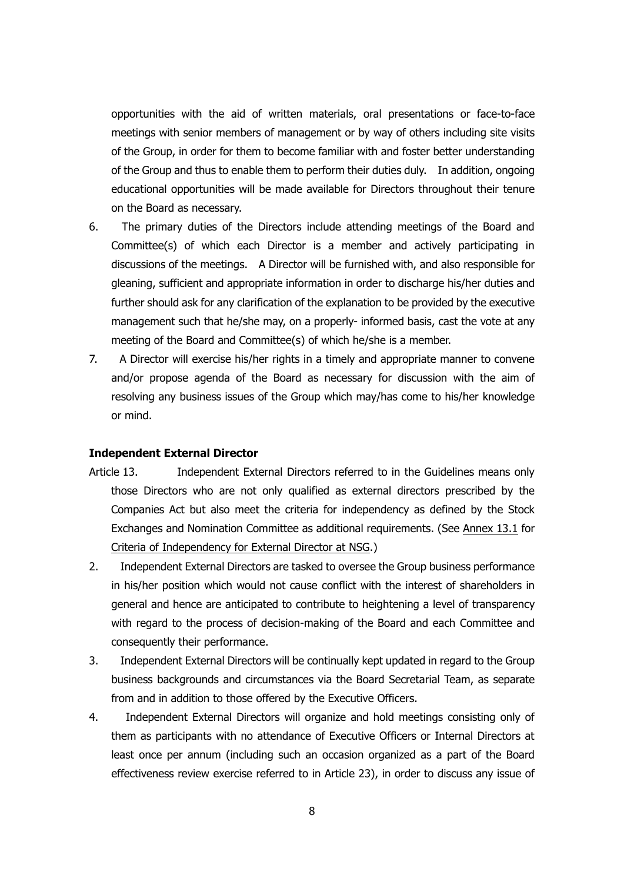opportunities with the aid of written materials, oral presentations or face-to-face meetings with senior members of management or by way of others including site visits of the Group, in order for them to become familiar with and foster better understanding of the Group and thus to enable them to perform their duties duly. In addition, ongoing educational opportunities will be made available for Directors throughout their tenure on the Board as necessary.

6. The primary duties of the Directors include attending meetings of the Board and Committee(s) of which each Director is a member and actively participating in discussions of the meetings. A Director will be furnished with, and also responsible for gleaning, sufficient and appropriate information in order to discharge his/her duties and further should ask for any clarification of the explanation to be provided by the executive management such that he/she may, on a properly- informed basis, cast the vote at any meeting of the Board and Committee(s) of which he/she is a member.

7. A Director will exercise his/her rights in a timely and appropriate manner to convene and/or propose agenda of the Board as necessary for discussion with the aim of resolving any business issues of the Group which may/has come to his/her knowledge or mind.

**Independent External Director**

Article 13. Independent External Directors referred to in the Guidelines means only those Directors who are not only qualified as external directors prescribed by the Companies Act but also meet the criteria for independency as defined by the Stock Exchanges and Nomination Committee as additional requirements. (See Annex 13.1 for Criteria of Independency for External Director at NSG.)

2. Independent External Directors are tasked to oversee the Group business performance in his/her position which would not cause conflict with the interest of shareholders in general and hence are anticipated to contribute to heightening a level of transparency with regard to the process of decision-making of the Board and each Committee and consequently their performance.

3. Independent External Directors will be continually kept updated in regard to the Group business backgrounds and circumstances via the Board Secretarial Team, as separate from and in addition to those offered by the Executive Officers.

4. Independent External Directors will organize and hold meetings consisting only of them as participants with no attendance of Executive Officers or Internal Directors at least once per annum (including such an occasion organized as a part of the Board effectiveness review exercise referred to in Article 23), in order to discuss any issue of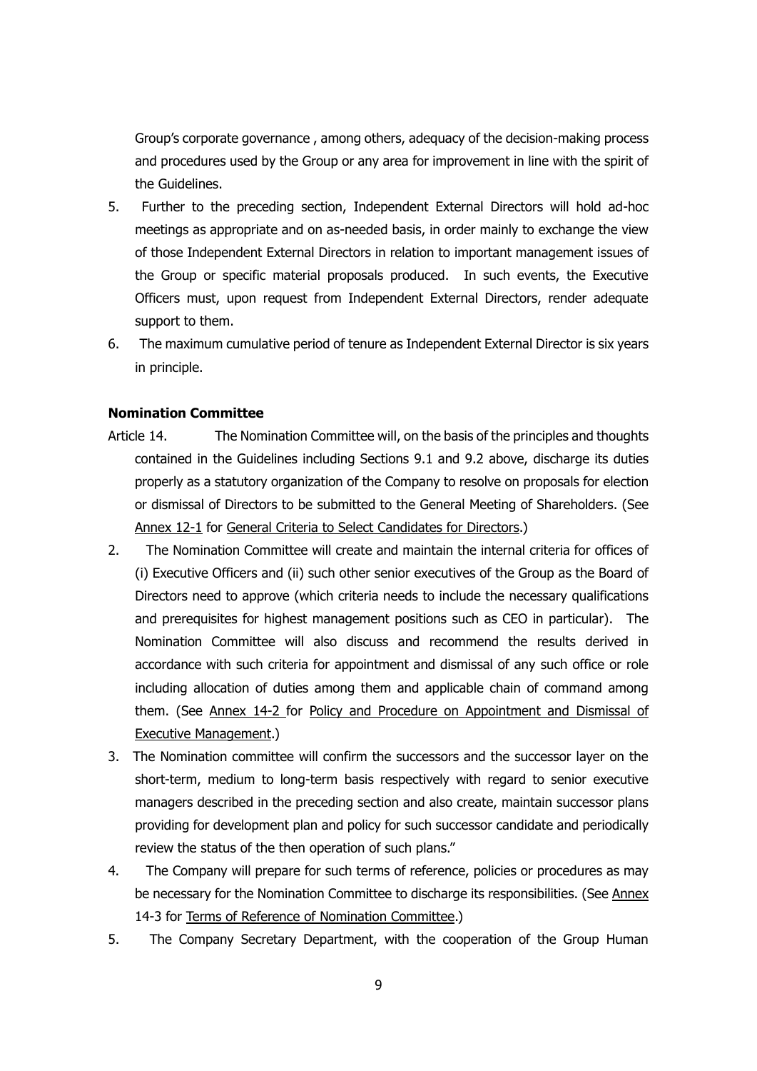Group's corporate governance , among others, adequacy of the decision-making process and procedures used by the Group or any area for improvement in line with the spirit of the Guidelines.

5. Further to the preceding section, Independent External Directors will hold ad-hoc meetings as appropriate and on as-needed basis, in order mainly to exchange the view of those Independent External Directors in relation to important management issues of the Group or specific material proposals produced. In such events, the Executive Officers must, upon request from Independent External Directors, render adequate support to them.
6. The maximum cumulative period of tenure as Independent External Director is six years in principle.

**Nomination Committee**

Article 14. The Nomination Committee will, on the basis of the principles and thoughts contained in the Guidelines including Sections 9.1 and 9.2 above, discharge its duties properly as a statutory organization of the Company to resolve on proposals for election or dismissal of Directors to be submitted to the General Meeting of Shareholders. (See Annex 12-1 for General Criteria to Select Candidates for Directors.)

2. The Nomination Committee will create and maintain the internal criteria for offices of (i) Executive Officers and (ii) such other senior executives of the Group as the Board of Directors need to approve (which criteria needs to include the necessary qualifications and prerequisites for highest management positions such as CEO in particular). The Nomination Committee will also discuss and recommend the results derived in accordance with such criteria for appointment and dismissal of any such office or role including allocation of duties among them and applicable chain of command among them. (See Annex 14-2 for Policy and Procedure on Appointment and Dismissal of Executive Management.)
3. The Nomination committee will confirm the successors and the successor layer on the short-term, medium to long-term basis respectively with regard to senior executive managers described in the preceding section and also create, maintain successor plans providing for development plan and policy for such successor candidate and periodically review the status of the then operation of such plans."
4. The Company will prepare for such terms of reference, policies or procedures as may be necessary for the Nomination Committee to discharge its responsibilities. (See Annex 14-3 for Terms of Reference of Nomination Committee.)
5. The Company Secretary Department, with the cooperation of the Group Human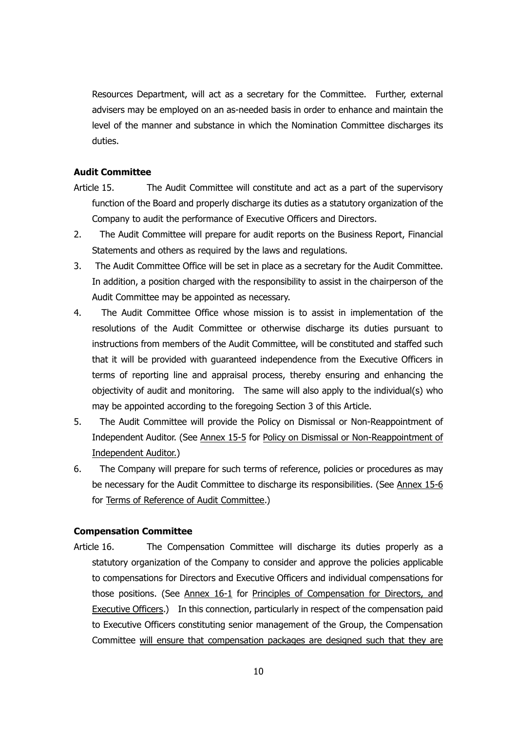Resources Department, will act as a secretary for the Committee. Further, external advisers may be employed on an as-needed basis in order to enhance and maintain the level of the manner and substance in which the Nomination Committee discharges its duties.

**Audit Committee**

Article 15. The Audit Committee will constitute and act as a part of the supervisory function of the Board and properly discharge its duties as a statutory organization of the Company to audit the performance of Executive Officers and Directors.

2. The Audit Committee will prepare for audit reports on the Business Report, Financial Statements and others as required by the laws and regulations.
3. The Audit Committee Office will be set in place as a secretary for the Audit Committee. In addition, a position charged with the responsibility to assist in the chairperson of the Audit Committee may be appointed as necessary.
4. The Audit Committee Office whose mission is to assist in implementation of the resolutions of the Audit Committee or otherwise discharge its duties pursuant to instructions from members of the Audit Committee, will be constituted and staffed such that it will be provided with guaranteed independence from the Executive Officers in terms of reporting line and appraisal process, thereby ensuring and enhancing the objectivity of audit and monitoring. The same will also apply to the individual(s) who may be appointed according to the foregoing Section 3 of this Article.
5. The Audit Committee will provide the Policy on Dismissal or Non-Reappointment of Independent Auditor. (See <u>Annex 15-5</u> for <u>Policy on Dismissal or Non-Reappointment of Independent Auditor.</u>)
6. The Company will prepare for such terms of reference, policies or procedures as may be necessary for the Audit Committee to discharge its responsibilities. (See <u>Annex 15-6</u> for <u>Terms of Reference of Audit Committee</u>.)

**Compensation Committee**

Article 16. The Compensation Committee will discharge its duties properly as a statutory organization of the Company to consider and approve the policies applicable to compensations for Directors and Executive Officers and individual compensations for those positions. (See <u>Annex 16-1</u> for <u>Principles of Compensation for Directors, and Executive Officers</u>.) In this connection, particularly in respect of the compensation paid to Executive Officers constituting senior management of the Group, the Compensation Committee <u>will ensure that compensation packages are designed such that they are</u>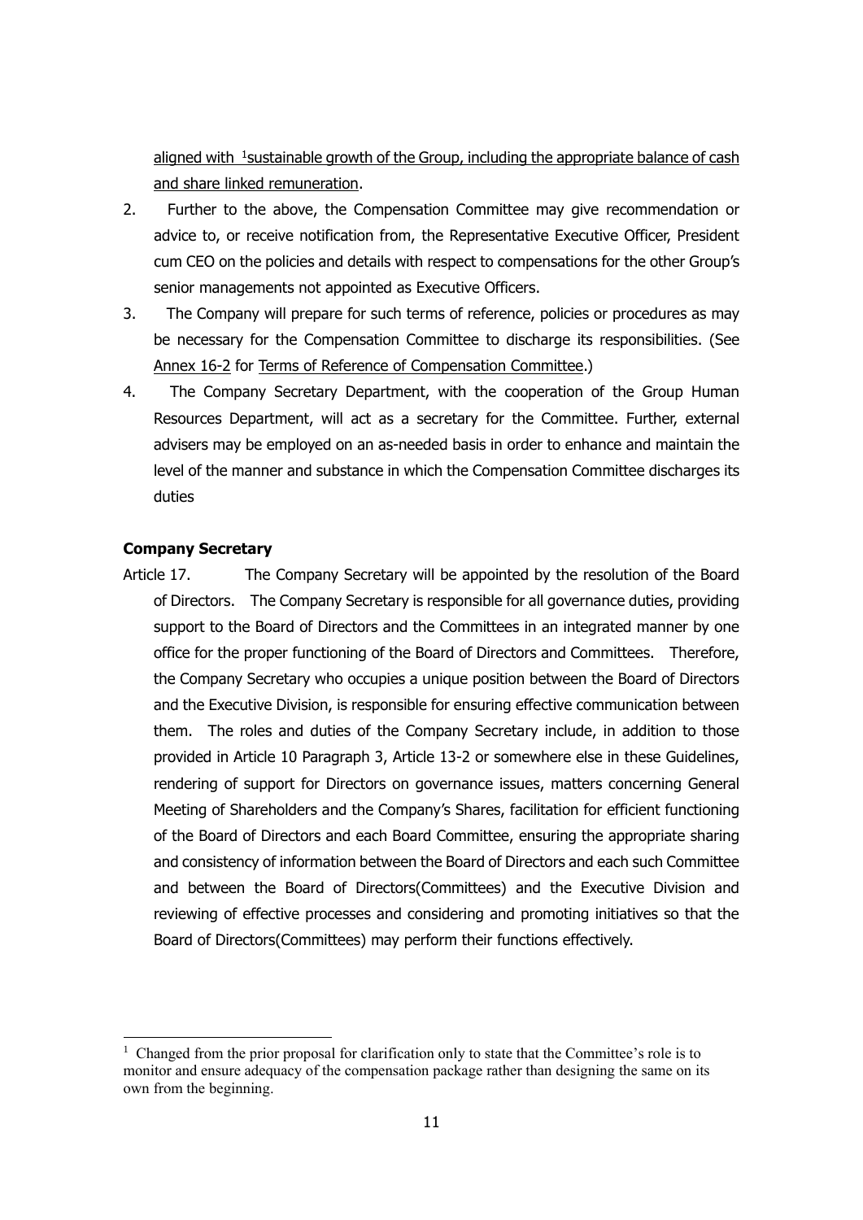aligned with [1]sustainable growth of the Group, including the appropriate balance of cash and share linked remuneration.

2. Further to the above, the Compensation Committee may give recommendation or advice to, or receive notification from, the Representative Executive Officer, President cum CEO on the policies and details with respect to compensations for the other Group's senior managements not appointed as Executive Officers.
3. The Company will prepare for such terms of reference, policies or procedures as may be necessary for the Compensation Committee to discharge its responsibilities. (See Annex 16-2 for Terms of Reference of Compensation Committee.)
4. The Company Secretary Department, with the cooperation of the Group Human Resources Department, will act as a secretary for the Committee. Further, external advisers may be employed on an as-needed basis in order to enhance and maintain the level of the manner and substance in which the Compensation Committee discharges its duties

**Company Secretary**

Article 17. The Company Secretary will be appointed by the resolution of the Board of Directors. The Company Secretary is responsible for all governance duties, providing support to the Board of Directors and the Committees in an integrated manner by one office for the proper functioning of the Board of Directors and Committees. Therefore, the Company Secretary who occupies a unique position between the Board of Directors and the Executive Division, is responsible for ensuring effective communication between them. The roles and duties of the Company Secretary include, in addition to those provided in Article 10 Paragraph 3, Article 13-2 or somewhere else in these Guidelines, rendering of support for Directors on governance issues, matters concerning General Meeting of Shareholders and the Company's Shares, facilitation for efficient functioning of the Board of Directors and each Board Committee, ensuring the appropriate sharing and consistency of information between the Board of Directors and each such Committee and between the Board of Directors(Committees) and the Executive Division and reviewing of effective processes and considering and promoting initiatives so that the Board of Directors(Committees) may perform their functions effectively.

[1] Changed from the prior proposal for clarification only to state that the Committee's role is to monitor and ensure adequacy of the compensation package rather than designing the same on its own from the beginning.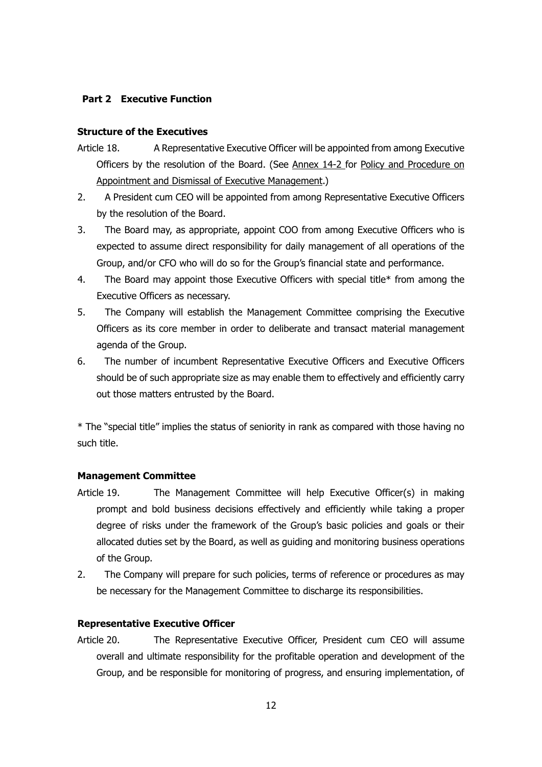## Part 2 Executive Function

**Structure of the Executives**

Article 18. A Representative Executive Officer will be appointed from among Executive Officers by the resolution of the Board. (See Annex 14-2 for Policy and Procedure on Appointment and Dismissal of Executive Management.)

2. A President cum CEO will be appointed from among Representative Executive Officers by the resolution of the Board.
3. The Board may, as appropriate, appoint COO from among Executive Officers who is expected to assume direct responsibility for daily management of all operations of the Group, and/or CFO who will do so for the Group's financial state and performance.
4. The Board may appoint those Executive Officers with special title* from among the Executive Officers as necessary.
5. The Company will establish the Management Committee comprising the Executive Officers as its core member in order to deliberate and transact material management agenda of the Group.
6. The number of incumbent Representative Executive Officers and Executive Officers should be of such appropriate size as may enable them to effectively and efficiently carry out those matters entrusted by the Board.

* The "special title" implies the status of seniority in rank as compared with those having no such title.

**Management Committee**

Article 19. The Management Committee will help Executive Officer(s) in making prompt and bold business decisions effectively and efficiently while taking a proper degree of risks under the framework of the Group's basic policies and goals or their allocated duties set by the Board, as well as guiding and monitoring business operations of the Group.

2. The Company will prepare for such policies, terms of reference or procedures as may be necessary for the Management Committee to discharge its responsibilities.

**Representative Executive Officer**

Article 20. The Representative Executive Officer, President cum CEO will assume overall and ultimate responsibility for the profitable operation and development of the Group, and be responsible for monitoring of progress, and ensuring implementation, of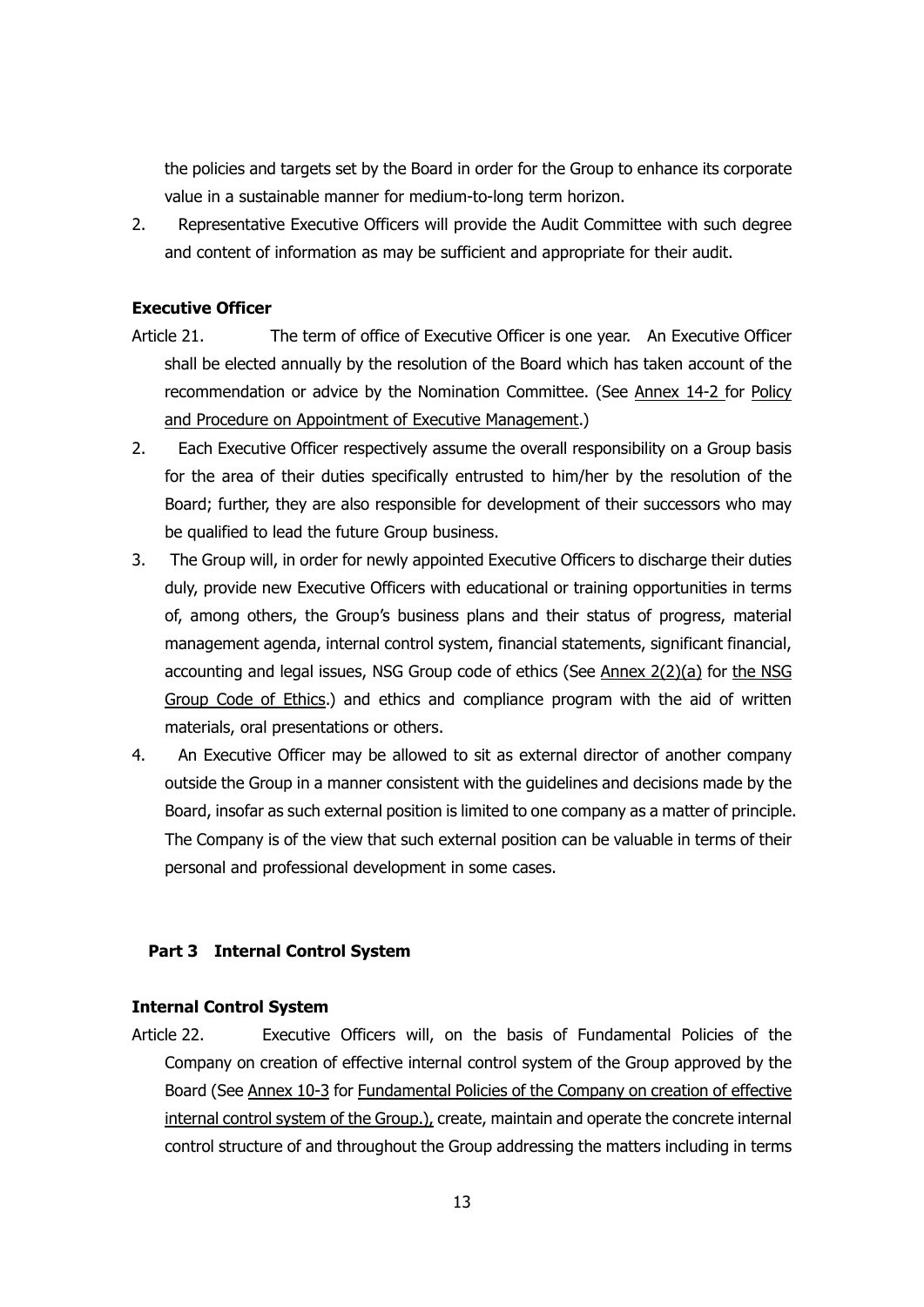the policies and targets set by the Board in order for the Group to enhance its corporate value in a sustainable manner for medium-to-long term horizon.

2. Representative Executive Officers will provide the Audit Committee with such degree and content of information as may be sufficient and appropriate for their audit.

**Executive Officer**

Article 21. The term of office of Executive Officer is one year. An Executive Officer shall be elected annually by the resolution of the Board which has taken account of the recommendation or advice by the Nomination Committee. (See Annex 14-2 for Policy and Procedure on Appointment of Executive Management.)

2. Each Executive Officer respectively assume the overall responsibility on a Group basis for the area of their duties specifically entrusted to him/her by the resolution of the Board; further, they are also responsible for development of their successors who may be qualified to lead the future Group business.

3. The Group will, in order for newly appointed Executive Officers to discharge their duties duly, provide new Executive Officers with educational or training opportunities in terms of, among others, the Group's business plans and their status of progress, material management agenda, internal control system, financial statements, significant financial, accounting and legal issues, NSG Group code of ethics (See Annex 2(2)(a) for the NSG Group Code of Ethics.) and ethics and compliance program with the aid of written materials, oral presentations or others.

4. An Executive Officer may be allowed to sit as external director of another company outside the Group in a manner consistent with the guidelines and decisions made by the Board, insofar as such external position is limited to one company as a matter of principle. The Company is of the view that such external position can be valuable in terms of their personal and professional development in some cases.

## Part 3 Internal Control System

**Internal Control System**

Article 22. Executive Officers will, on the basis of Fundamental Policies of the Company on creation of effective internal control system of the Group approved by the Board (See Annex 10-3 for Fundamental Policies of the Company on creation of effective internal control system of the Group.), create, maintain and operate the concrete internal control structure of and throughout the Group addressing the matters including in terms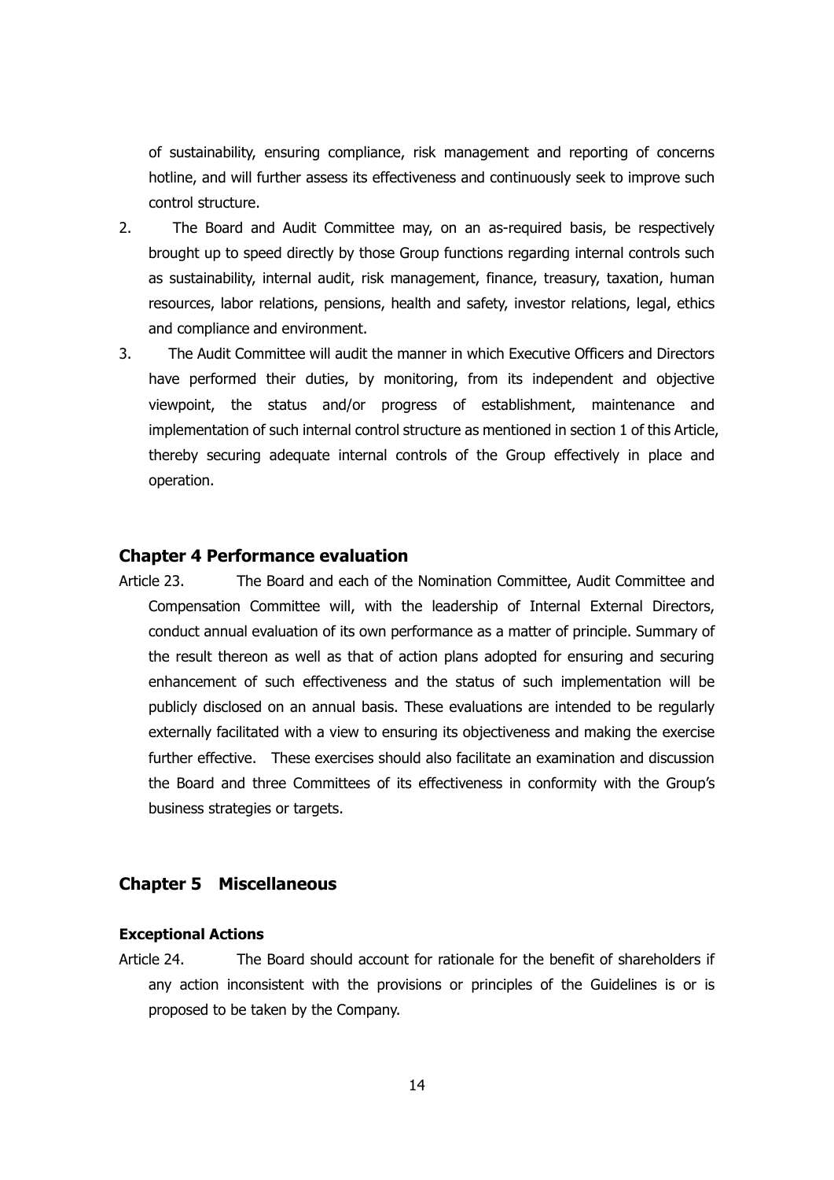of sustainability, ensuring compliance, risk management and reporting of concerns hotline, and will further assess its effectiveness and continuously seek to improve such control structure.

2. The Board and Audit Committee may, on an as-required basis, be respectively brought up to speed directly by those Group functions regarding internal controls such as sustainability, internal audit, risk management, finance, treasury, taxation, human resources, labor relations, pensions, health and safety, investor relations, legal, ethics and compliance and environment.

3. The Audit Committee will audit the manner in which Executive Officers and Directors have performed their duties, by monitoring, from its independent and objective viewpoint, the status and/or progress of establishment, maintenance and implementation of such internal control structure as mentioned in section 1 of this Article, thereby securing adequate internal controls of the Group effectively in place and operation.

## Chapter 4 Performance evaluation

Article 23. The Board and each of the Nomination Committee, Audit Committee and Compensation Committee will, with the leadership of Internal External Directors, conduct annual evaluation of its own performance as a matter of principle. Summary of the result thereon as well as that of action plans adopted for ensuring and securing enhancement of such effectiveness and the status of such implementation will be publicly disclosed on an annual basis. These evaluations are intended to be regularly externally facilitated with a view to ensuring its objectiveness and making the exercise further effective. These exercises should also facilitate an examination and discussion the Board and three Committees of its effectiveness in conformity with the Group's business strategies or targets.

## Chapter 5 Miscellaneous

### Exceptional Actions

Article 24. The Board should account for rationale for the benefit of shareholders if any action inconsistent with the provisions or principles of the Guidelines is or is proposed to be taken by the Company.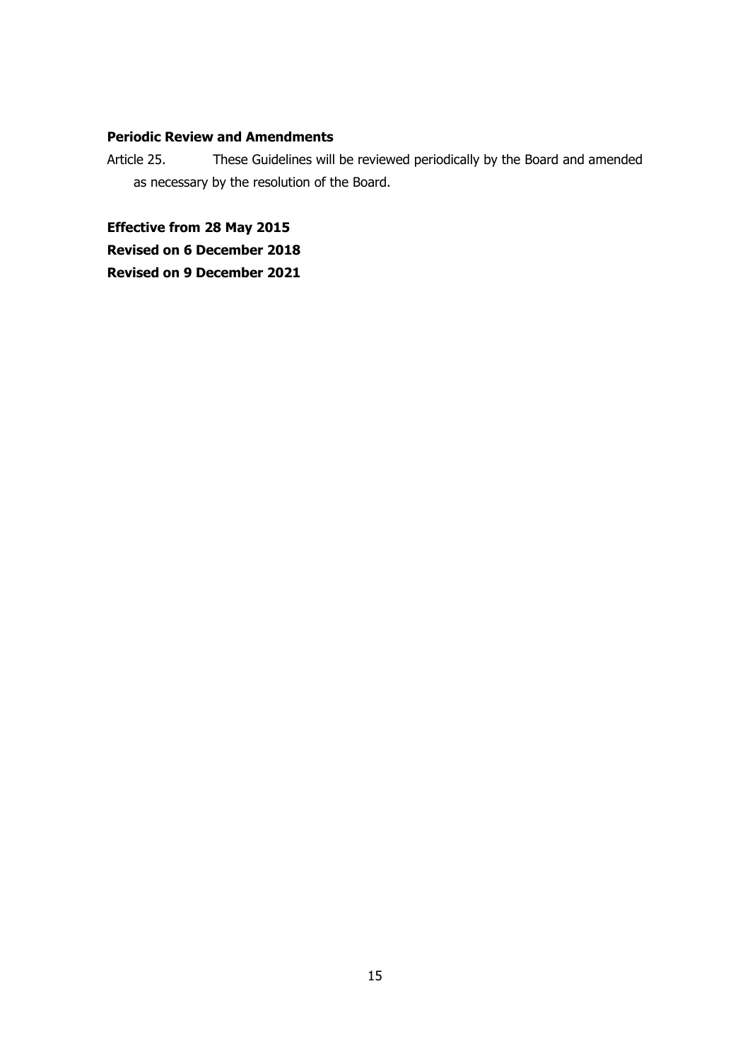**Periodic Review and Amendments**

Article 25. These Guidelines will be reviewed periodically by the Board and amended as necessary by the resolution of the Board.

**Effective from 28 May 2015**
**Revised on 6 December 2018**
**Revised on 9 December 2021**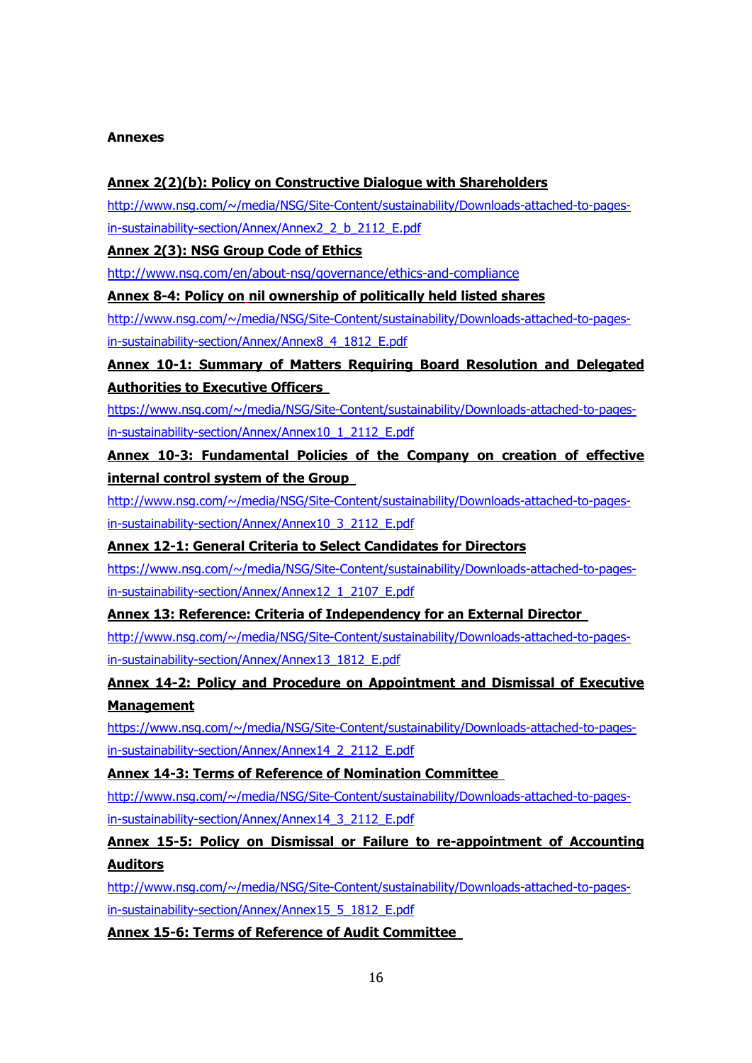**Annexes**

**Annex 2(2)(b): Policy on Constructive Dialogue with Shareholders**

http://www.nsg.com/~/media/NSG/Site-Content/sustainability/Downloads-attached-to-pages-in-sustainability-section/Annex/Annex2_2_b_2112_E.pdf

**Annex 2(3): NSG Group Code of Ethics**

http://www.nsg.com/en/about-nsg/governance/ethics-and-compliance

**Annex 8-4: Policy on nil ownership of politically held listed shares**

http://www.nsg.com/~/media/NSG/Site-Content/sustainability/Downloads-attached-to-pages-in-sustainability-section/Annex/Annex8_4_1812_E.pdf

**Annex 10-1: Summary of Matters Requiring Board Resolution and Delegated Authorities to Executive Officers**

https://www.nsg.com/~/media/NSG/Site-Content/sustainability/Downloads-attached-to-pages-in-sustainability-section/Annex/Annex10_1_2112_E.pdf

**Annex 10-3: Fundamental Policies of the Company on creation of effective internal control system of the Group**

http://www.nsg.com/~/media/NSG/Site-Content/sustainability/Downloads-attached-to-pages-in-sustainability-section/Annex/Annex10_3_2112_E.pdf

**Annex 12-1: General Criteria to Select Candidates for Directors**

https://www.nsg.com/~/media/NSG/Site-Content/sustainability/Downloads-attached-to-pages-in-sustainability-section/Annex/Annex12_1_2107_E.pdf

**Annex 13: Reference: Criteria of Independency for an External Director**

http://www.nsg.com/~/media/NSG/Site-Content/sustainability/Downloads-attached-to-pages-in-sustainability-section/Annex/Annex13_1812_E.pdf

**Annex 14-2: Policy and Procedure on Appointment and Dismissal of Executive Management**

https://www.nsg.com/~/media/NSG/Site-Content/sustainability/Downloads-attached-to-pages-in-sustainability-section/Annex/Annex14_2_2112_E.pdf

**Annex 14-3: Terms of Reference of Nomination Committee**

http://www.nsg.com/~/media/NSG/Site-Content/sustainability/Downloads-attached-to-pages-in-sustainability-section/Annex/Annex14_3_2112_E.pdf

**Annex 15-5: Policy on Dismissal or Failure to re-appointment of Accounting Auditors**

http://www.nsg.com/~/media/NSG/Site-Content/sustainability/Downloads-attached-to-pages-in-sustainability-section/Annex/Annex15_5_1812_E.pdf

**Annex 15-6: Terms of Reference of Audit Committee**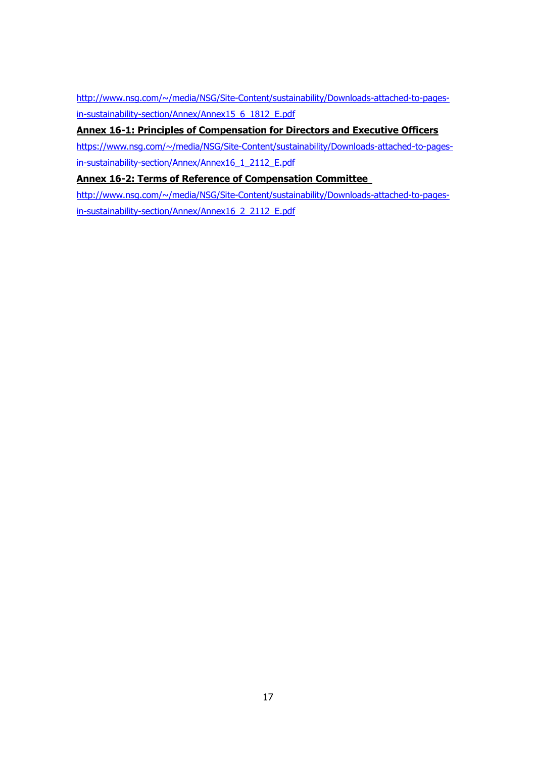http://www.nsg.com/~/media/NSG/Site-Content/sustainability/Downloads-attached-to-pages-in-sustainability-section/Annex/Annex15_6_1812_E.pdf

**Annex 16-1: Principles of Compensation for Directors and Executive Officers**

https://www.nsg.com/~/media/NSG/Site-Content/sustainability/Downloads-attached-to-pages-in-sustainability-section/Annex/Annex16_1_2112_E.pdf

**Annex 16-2: Terms of Reference of Compensation Committee**

http://www.nsg.com/~/media/NSG/Site-Content/sustainability/Downloads-attached-to-pages-in-sustainability-section/Annex/Annex16_2_2112_E.pdf